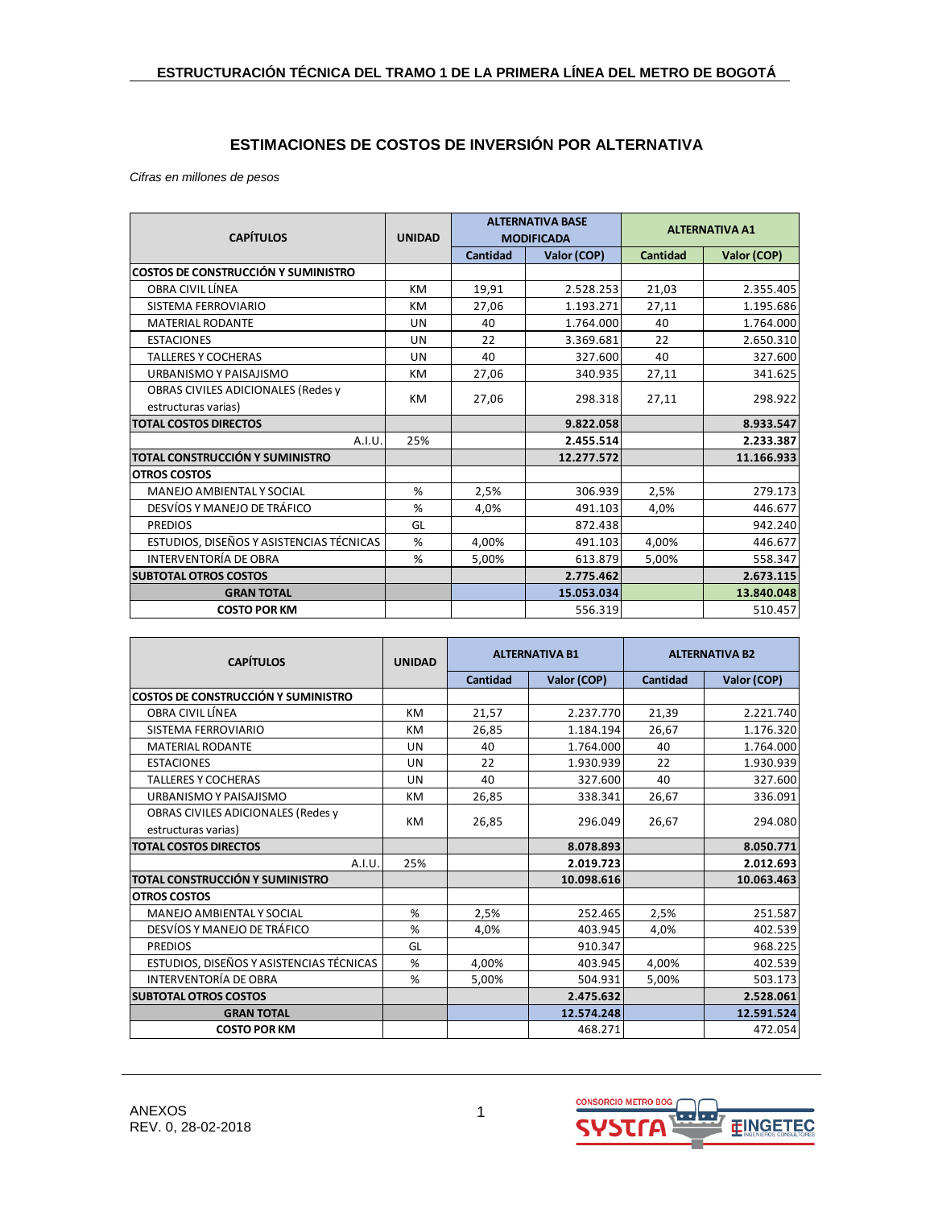## ESTIMACIONES DE COSTOS DE INVERSIÓN POR ALTERNATIVA

*Cifras en millones de pesos*

| CAPÍTULOS | UNIDAD | ALTERNATIVA BASE MODIFICADA | | ALTERNATIVA A1 | |
|---|---|---|---|---|---|
| | | Cantidad | Valor (COP) | Cantidad | Valor (COP) |
| **COSTOS DE CONSTRUCCIÓN Y SUMINISTRO** | | | | | |
| OBRA CIVIL LÍNEA | KM | 19,91 | 2.528.253 | 21,03 | 2.355.405 |
| SISTEMA FERROVIARIO | KM | 27,06 | 1.193.271 | 27,11 | 1.195.686 |
| MATERIAL RODANTE | UN | 40 | 1.764.000 | 40 | 1.764.000 |
| ESTACIONES | UN | 22 | 3.369.681 | 22 | 2.650.310 |
| TALLERES Y COCHERAS | UN | 40 | 327.600 | 40 | 327.600 |
| URBANISMO Y PAISAJISMO | KM | 27,06 | 340.935 | 27,11 | 341.625 |
| OBRAS CIVILES ADICIONALES (Redes y estructuras varias) | KM | 27,06 | 298.318 | 27,11 | 298.922 |
| **TOTAL COSTOS DIRECTOS** | | | **9.822.058** | | **8.933.547** |
| A.I.U. | 25% | | **2.455.514** | | **2.233.387** |
| **TOTAL CONSTRUCCIÓN Y SUMINISTRO** | | | **12.277.572** | | **11.166.933** |
| **OTROS COSTOS** | | | | | |
| MANEJO AMBIENTAL Y SOCIAL | % | 2,5% | 306.939 | 2,5% | 279.173 |
| DESVÍOS Y MANEJO DE TRÁFICO | % | 4,0% | 491.103 | 4,0% | 446.677 |
| PREDIOS | GL | | 872.438 | | 942.240 |
| ESTUDIOS, DISEÑOS Y ASISTENCIAS TÉCNICAS | % | 4,00% | 491.103 | 4,00% | 446.677 |
| INTERVENTORÍA DE OBRA | % | 5,00% | 613.879 | 5,00% | 558.347 |
| **SUBTOTAL OTROS COSTOS** | | | **2.775.462** | | **2.673.115** |
| **GRAN TOTAL** | | | **15.053.034** | | **13.840.048** |
| **COSTO POR KM** | | | 556.319 | | 510.457 |

| CAPÍTULOS | UNIDAD | ALTERNATIVA B1 | | ALTERNATIVA B2 | |
|---|---|---|---|---|---|
| | | Cantidad | Valor (COP) | Cantidad | Valor (COP) |
| **COSTOS DE CONSTRUCCIÓN Y SUMINISTRO** | | | | | |
| OBRA CIVIL LÍNEA | KM | 21,57 | 2.237.770 | 21,39 | 2.221.740 |
| SISTEMA FERROVIARIO | KM | 26,85 | 1.184.194 | 26,67 | 1.176.320 |
| MATERIAL RODANTE | UN | 40 | 1.764.000 | 40 | 1.764.000 |
| ESTACIONES | UN | 22 | 1.930.939 | 22 | 1.930.939 |
| TALLERES Y COCHERAS | UN | 40 | 327.600 | 40 | 327.600 |
| URBANISMO Y PAISAJISMO | KM | 26,85 | 338.341 | 26,67 | 336.091 |
| OBRAS CIVILES ADICIONALES (Redes y estructuras varias) | KM | 26,85 | 296.049 | 26,67 | 294.080 |
| **TOTAL COSTOS DIRECTOS** | | | **8.078.893** | | **8.050.771** |
| A.I.U. | 25% | | **2.019.723** | | **2.012.693** |
| **TOTAL CONSTRUCCIÓN Y SUMINISTRO** | | | **10.098.616** | | **10.063.463** |
| **OTROS COSTOS** | | | | | |
| MANEJO AMBIENTAL Y SOCIAL | % | 2,5% | 252.465 | 2,5% | 251.587 |
| DESVÍOS Y MANEJO DE TRÁFICO | % | 4,0% | 403.945 | 4,0% | 402.539 |
| PREDIOS | GL | | 910.347 | | 968.225 |
| ESTUDIOS, DISEÑOS Y ASISTENCIAS TÉCNICAS | % | 4,00% | 403.945 | 4,00% | 402.539 |
| INTERVENTORÍA DE OBRA | % | 5,00% | 504.931 | 5,00% | 503.173 |
| **SUBTOTAL OTROS COSTOS** | | | **2.475.632** | | **2.528.061** |
| **GRAN TOTAL** | | | **12.574.248** | | **12.591.524** |
| **COSTO POR KM** | | | 468.271 | | 472.054 |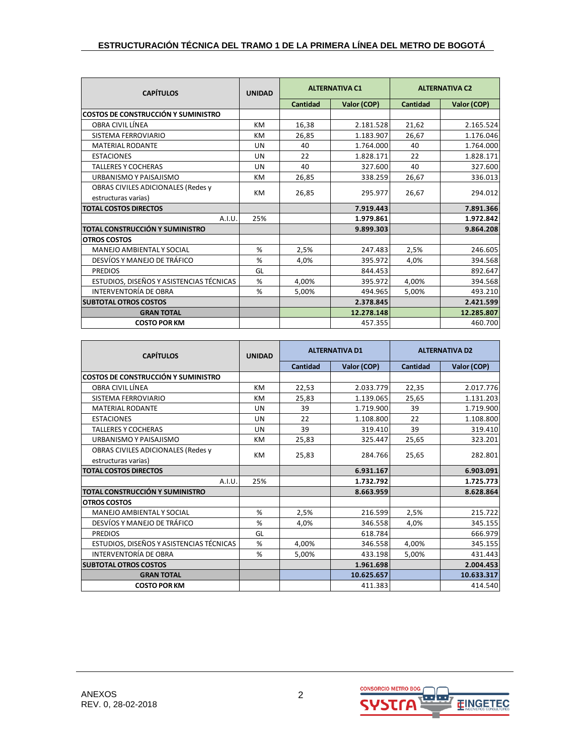| CAPÍTULOS | UNIDAD | ALTERNATIVA C1 | | ALTERNATIVA C2 | |
|---|---|---|---|---|---|
| | | Cantidad | Valor (COP) | Cantidad | Valor (COP) |
| **COSTOS DE CONSTRUCCIÓN Y SUMINISTRO** | | | | | |
| OBRA CIVIL LÍNEA | KM | 16,38 | 2.181.528 | 21,62 | 2.165.524 |
| SISTEMA FERROVIARIO | KM | 26,85 | 1.183.907 | 26,67 | 1.176.046 |
| MATERIAL RODANTE | UN | 40 | 1.764.000 | 40 | 1.764.000 |
| ESTACIONES | UN | 22 | 1.828.171 | 22 | 1.828.171 |
| TALLERES Y COCHERAS | UN | 40 | 327.600 | 40 | 327.600 |
| URBANISMO Y PAISAJISMO | KM | 26,85 | 338.259 | 26,67 | 336.013 |
| OBRAS CIVILES ADICIONALES (Redes y estructuras varias) | KM | 26,85 | 295.977 | 26,67 | 294.012 |
| **TOTAL COSTOS DIRECTOS** | | | **7.919.443** | | **7.891.366** |
| A.I.U. | 25% | | **1.979.861** | | **1.972.842** |
| **TOTAL CONSTRUCCIÓN Y SUMINISTRO** | | | **9.899.303** | | **9.864.208** |
| **OTROS COSTOS** | | | | | |
| MANEJO AMBIENTAL Y SOCIAL | % | 2,5% | 247.483 | 2,5% | 246.605 |
| DESVÍOS Y MANEJO DE TRÁFICO | % | 4,0% | 395.972 | 4,0% | 394.568 |
| PREDIOS | GL | | 844.453 | | 892.647 |
| ESTUDIOS, DISEÑOS Y ASISTENCIAS TÉCNICAS | % | 4,00% | 395.972 | 4,00% | 394.568 |
| INTERVENTORÍA DE OBRA | % | 5,00% | 494.965 | 5,00% | 493.210 |
| **SUBTOTAL OTROS COSTOS** | | | **2.378.845** | | **2.421.599** |
| **GRAN TOTAL** | | | **12.278.148** | | **12.285.807** |
| **COSTO POR KM** | | | 457.355 | | 460.700 |

| CAPÍTULOS | UNIDAD | ALTERNATIVA D1 | | ALTERNATIVA D2 | |
|---|---|---|---|---|---|
| | | Cantidad | Valor (COP) | Cantidad | Valor (COP) |
| **COSTOS DE CONSTRUCCIÓN Y SUMINISTRO** | | | | | |
| OBRA CIVIL LÍNEA | KM | 22,53 | 2.033.779 | 22,35 | 2.017.776 |
| SISTEMA FERROVIARIO | KM | 25,83 | 1.139.065 | 25,65 | 1.131.203 |
| MATERIAL RODANTE | UN | 39 | 1.719.900 | 39 | 1.719.900 |
| ESTACIONES | UN | 22 | 1.108.800 | 22 | 1.108.800 |
| TALLERES Y COCHERAS | UN | 39 | 319.410 | 39 | 319.410 |
| URBANISMO Y PAISAJISMO | KM | 25,83 | 325.447 | 25,65 | 323.201 |
| OBRAS CIVILES ADICIONALES (Redes y estructuras varias) | KM | 25,83 | 284.766 | 25,65 | 282.801 |
| **TOTAL COSTOS DIRECTOS** | | | **6.931.167** | | **6.903.091** |
| A.I.U. | 25% | | **1.732.792** | | **1.725.773** |
| **TOTAL CONSTRUCCIÓN Y SUMINISTRO** | | | **8.663.959** | | **8.628.864** |
| **OTROS COSTOS** | | | | | |
| MANEJO AMBIENTAL Y SOCIAL | % | 2,5% | 216.599 | 2,5% | 215.722 |
| DESVÍOS Y MANEJO DE TRÁFICO | % | 4,0% | 346.558 | 4,0% | 345.155 |
| PREDIOS | GL | | 618.784 | | 666.979 |
| ESTUDIOS, DISEÑOS Y ASISTENCIAS TÉCNICAS | % | 4,00% | 346.558 | 4,00% | 345.155 |
| INTERVENTORÍA DE OBRA | % | 5,00% | 433.198 | 5,00% | 431.443 |
| **SUBTOTAL OTROS COSTOS** | | | **1.961.698** | | **2.004.453** |
| **GRAN TOTAL** | | | **10.625.657** | | **10.633.317** |
| **COSTO POR KM** | | | 411.383 | | 414.540 |